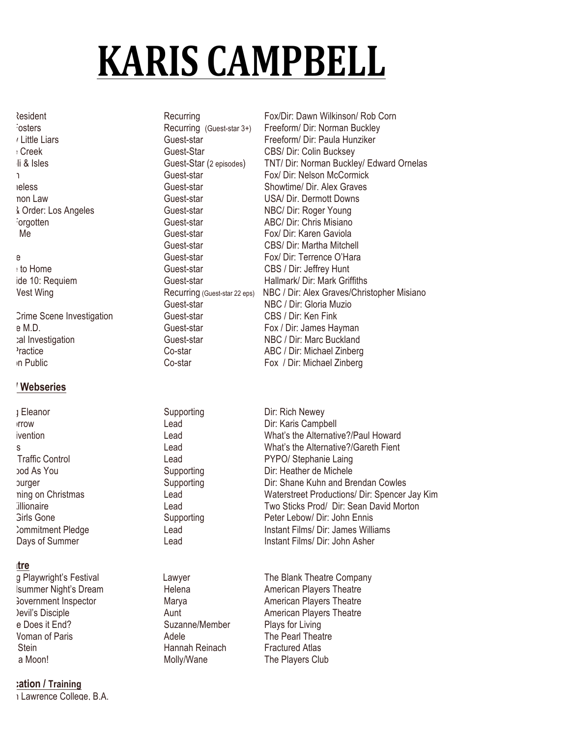# KARIS CAMPBELL

| | | |
|---|---|---|
| ʀesident | Recurring | Fox/Dir: Dawn Wilkinson/ Rob Corn |
| ·osters | Recurring (Guest-star 3+) | Freeform/ Dir: Norman Buckley |
| ‹ Little Liars | Guest-star | Freeform/ Dir: Paula Hunziker |
| ‹ Creek | Guest-Star | CBS/ Dir: Colin Bucksey |
| li & Isles | Guest-Star (2 episodes) | TNT/ Dir: Norman Buckley/ Edward Ornelas |
| ı | Guest-star | Fox/ Dir: Nelson McCormick |
| ıeless | Guest-star | Showtime/ Dir. Alex Graves |
| non Law | Guest-star | USA/ Dir. Dermott Downs |
| ‹ Order: Los Angeles | Guest-star | NBC/ Dir: Roger Young |
| ·orgotten | Guest-star | ABC/ Dir: Chris Misiano |
| Me | Guest-star | Fox/ Dir: Karen Gaviola |
| | Guest-star | CBS/ Dir: Martha Mitchell |
| e | Guest-star | Fox/ Dir: Terrence O'Hara |
| ‹ to Home | Guest-star | CBS / Dir: Jeffrey Hunt |
| ide 10: Requiem | Guest-star | Hallmark/ Dir: Mark Griffiths |
| Vest Wing | Recurring (Guest-star 22 eps) | NBC / Dir: Alex Graves/Christopher Misiano |
| | Guest-star | NBC / Dir: Gloria Muzio |
| Crime Scene Investigation | Guest-star | CBS / Dir: Ken Fink |
| e M.D. | Guest-star | Fox / Dir: James Hayman |
| cal Investigation | Guest-star | NBC / Dir: Marc Buckland |
| ʼractice | Co-star | ABC / Dir: Michael Zinberg |
| ın Public | Co-star | Fox / Dir: Michael Zinberg |

## / Webseries

| | | |
|---|---|---|
| ɟ Eleanor | Supporting | Dir: Rich Newey |
| ırrow | Lead | Dir: Karis Campbell |
| ivention | Lead | What's the Alternative?/Paul Howard |
| s | Lead | What's the Alternative?/Gareth Fient |
| Traffic Control | Lead | PYPO/ Stephanie Laing |
| ɔod As You | Supporting | Dir: Heather de Michele |
| ɔurger | Supporting | Dir: Shane Kuhn and Brendan Cowles |
| ning on Christmas | Lead | Waterstreet Productions/ Dir: Spencer Jay Kim |
| ‹illionaire | Lead | Two Sticks Prod/ Dir: Sean David Morton |
| Girls Gone | Supporting | Peter Lebow/ Dir: John Ennis |
| Commitment Pledge | Lead | Instant Films/ Dir: James Williams |
| Days of Summer | Lead | Instant Films/ Dir: John Asher |

## ıtre

| | | |
|---|---|---|
| g Playwright's Festival | Lawyer | The Blank Theatre Company |
| lsummer Night's Dream | Helena | American Players Theatre |
| Government Inspector | Marya | American Players Theatre |
| Devil's Disciple | Aunt | American Players Theatre |
| e Does it End? | Suzanne/Member | Plays for Living |
| Voman of Paris | Adele | The Pearl Theatre |
| Stein | Hannah Reinach | Fractured Atlas |
| a Moon! | Molly/Wane | The Players Club |

## :ation / Training

ı Lawrence College, B.A.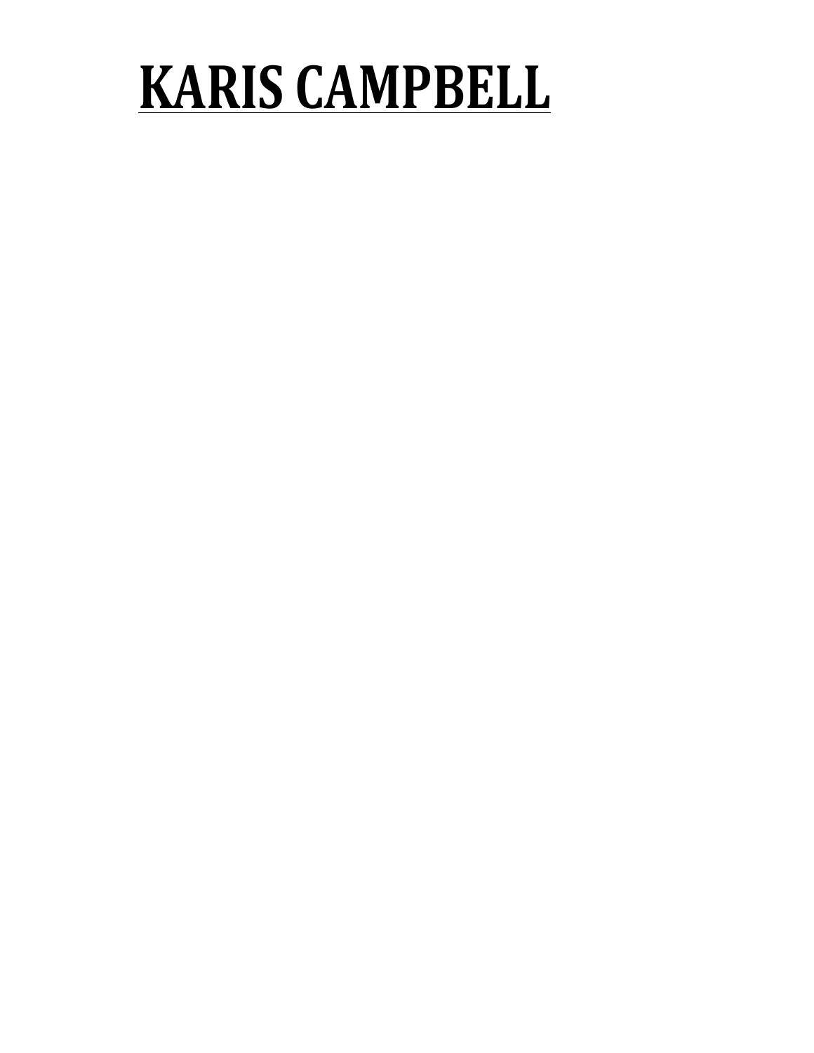# **KARIS CAMPBELL**